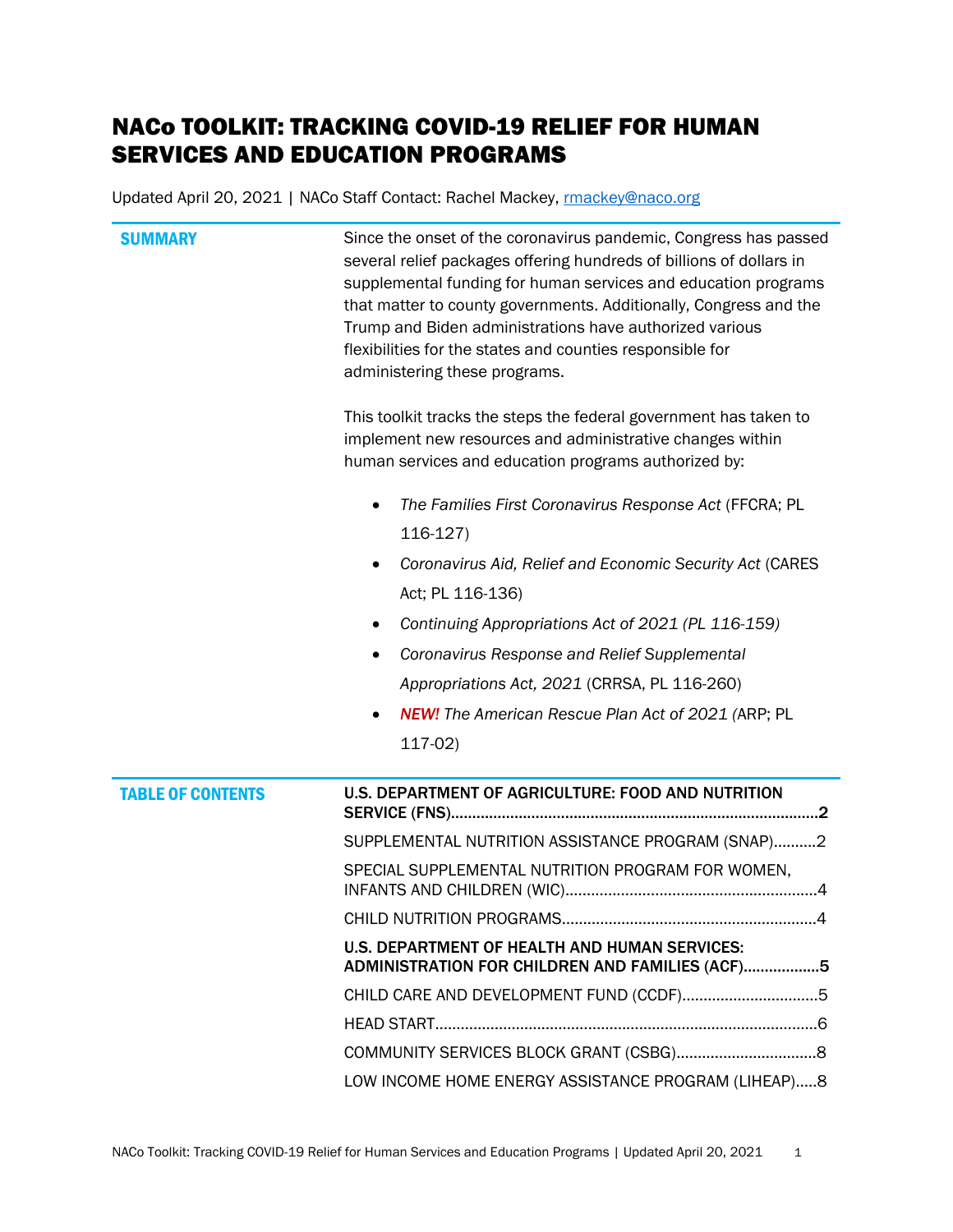# NACo TOOLKIT: TRACKING COVID-19 RELIEF FOR HUMAN SERVICES AND EDUCATION PROGRAMS

Updated April 20, 2021 | NACo Staff Contact: Rachel Mackey, rmackey@naco.org

## SUMMARY

Since the onset of the coronavirus pandemic, Congress has passed several relief packages offering hundreds of billions of dollars in supplemental funding for human services and education programs that matter to county governments. Additionally, Congress and the Trump and Biden administrations have authorized various flexibilities for the states and counties responsible for administering these programs.

This toolkit tracks the steps the federal government has taken to implement new resources and administrative changes within human services and education programs authorized by:

- *The Families First Coronavirus Response Act* (FFCRA; PL 116-127)
- *Coronavirus Aid, Relief and Economic Security Act* (CARES Act; PL 116-136)
- *Continuing Appropriations Act of 2021 (PL 116-159)*
- *Coronavirus Response and Relief Supplemental Appropriations Act, 2021* (CRRSA, PL 116-260)
- ***NEW!*** *The American Rescue Plan Act of 2021* (ARP; PL 117-02)

## TABLE OF CONTENTS

**U.S. DEPARTMENT OF AGRICULTURE: FOOD AND NUTRITION SERVICE (FNS)....2**

SUPPLEMENTAL NUTRITION ASSISTANCE PROGRAM (SNAP)....2

SPECIAL SUPPLEMENTAL NUTRITION PROGRAM FOR WOMEN, INFANTS AND CHILDREN (WIC)....4

CHILD NUTRITION PROGRAMS....4

**U.S. DEPARTMENT OF HEALTH AND HUMAN SERVICES: ADMINISTRATION FOR CHILDREN AND FAMILIES (ACF)....5**

CHILD CARE AND DEVELOPMENT FUND (CCDF)....5

HEAD START....6

COMMUNITY SERVICES BLOCK GRANT (CSBG)....8

LOW INCOME HOME ENERGY ASSISTANCE PROGRAM (LIHEAP)....8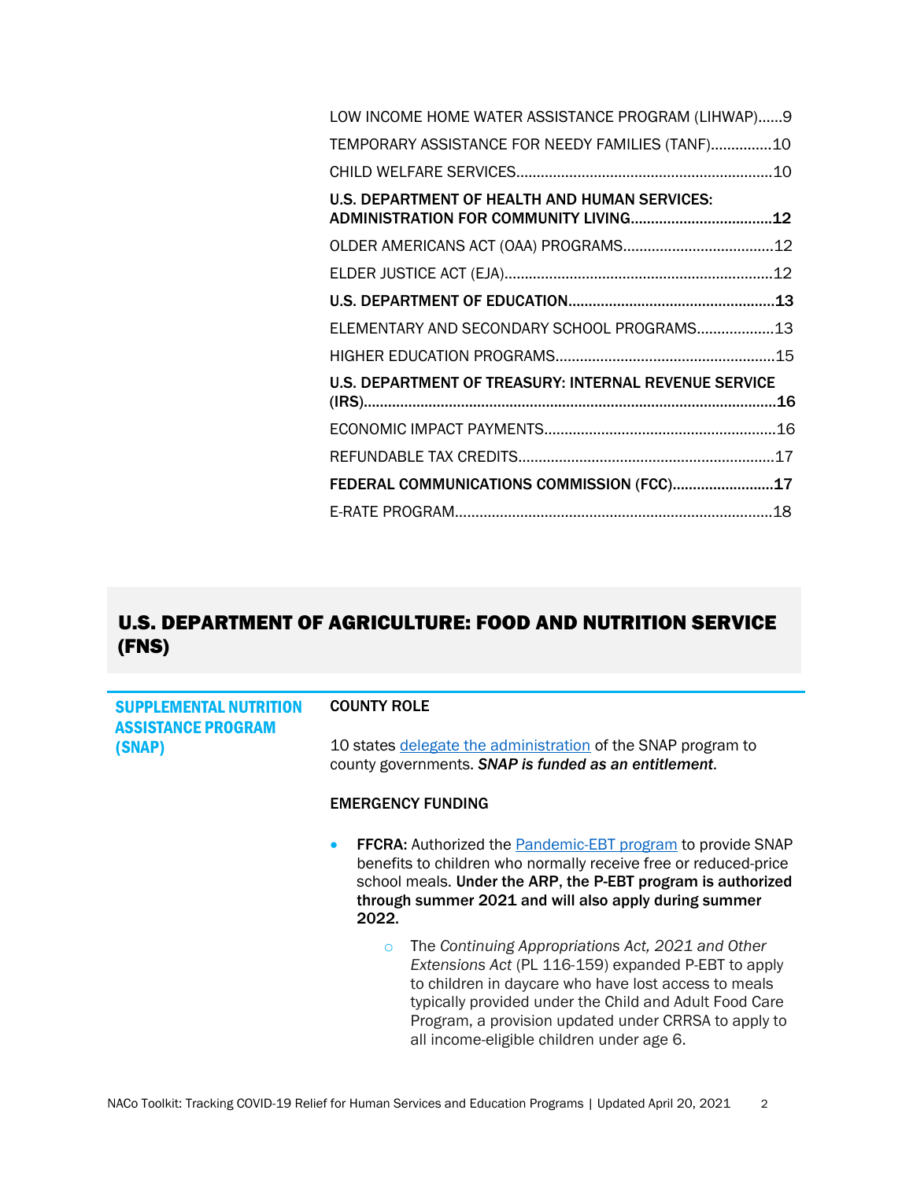LOW INCOME HOME WATER ASSISTANCE PROGRAM (LIHWAP)......9
TEMPORARY ASSISTANCE FOR NEEDY FAMILIES (TANF)...............10
CHILD WELFARE SERVICES...............................................................10
**U.S. DEPARTMENT OF HEALTH AND HUMAN SERVICES: ADMINISTRATION FOR COMMUNITY LIVING..................................12**
OLDER AMERICANS ACT (OAA) PROGRAMS....................................12
ELDER JUSTICE ACT (EJA).................................................................12
**U.S. DEPARTMENT OF EDUCATION..................................................13**
ELEMENTARY AND SECONDARY SCHOOL PROGRAMS...................13
HIGHER EDUCATION PROGRAMS.....................................................15
**U.S. DEPARTMENT OF TREASURY: INTERNAL REVENUE SERVICE (IRS)....................................................................................................16**
ECONOMIC IMPACT PAYMENTS........................................................16
REFUNDABLE TAX CREDITS..............................................................17
**FEDERAL COMMUNICATIONS COMMISSION (FCC).........................17**
E-RATE PROGRAM.............................................................................18

# U.S. DEPARTMENT OF AGRICULTURE: FOOD AND NUTRITION SERVICE (FNS)

## SUPPLEMENTAL NUTRITION ASSISTANCE PROGRAM (SNAP)

**COUNTY ROLE**

10 states [delegate the administration]() of the SNAP program to county governments. ***SNAP is funded as an entitlement***.

**EMERGENCY FUNDING**

- **FFCRA:** Authorized the [Pandemic-EBT program]() to provide SNAP benefits to children who normally receive free or reduced-price school meals. **Under the ARP, the P-EBT program is authorized through summer 2021 and will also apply during summer 2022.**
  - The *Continuing Appropriations Act, 2021 and Other Extensions Act* (PL 116-159) expanded P-EBT to apply to children in daycare who have lost access to meals typically provided under the Child and Adult Food Care Program, a provision updated under CRRSA to apply to all income-eligible children under age 6.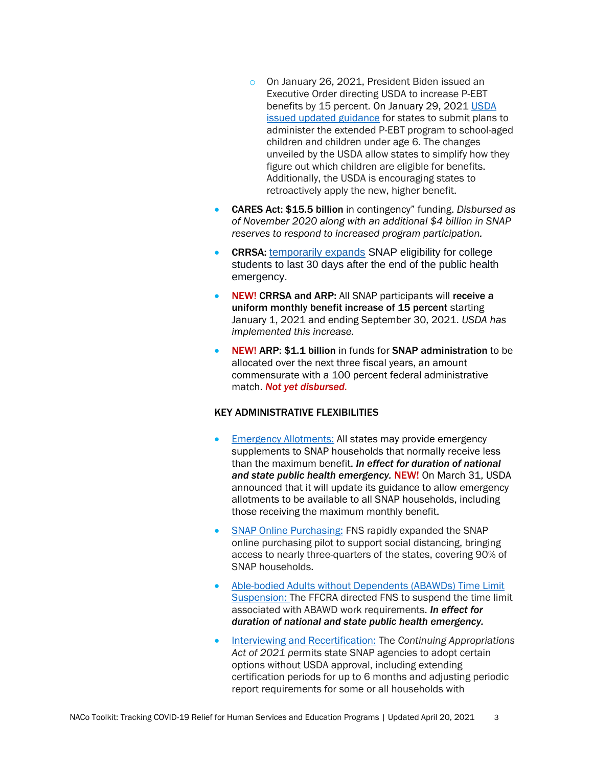- On January 26, 2021, President Biden issued an Executive Order directing USDA to increase P-EBT benefits by 15 percent. On January 29, 2021 [USDA issued updated guidance](#) for states to submit plans to administer the extended P-EBT program to school-aged children and children under age 6. The changes unveiled by the USDA allow states to simplify how they figure out which children are eligible for benefits. Additionally, the USDA is encouraging states to retroactively apply the new, higher benefit.

- **CARES Act: $15.5 billion** in contingency" funding. *Disbursed as of November 2020 along with an additional $4 billion in SNAP reserves to respond to increased program participation.*
- **CRRSA:** [temporarily expands](#) SNAP eligibility for college students to last 30 days after the end of the public health emergency.
- **NEW! CRRSA and ARP:** All SNAP participants will **receive a uniform monthly benefit increase of 15 percent** starting January 1, 2021 and ending September 30, 2021. *USDA has implemented this increase.*
- **NEW! ARP: $1.1 billion** in funds for **SNAP administration** to be allocated over the next three fiscal years, an amount commensurate with a 100 percent federal administrative match. ***Not yet disbursed.***

#### KEY ADMINISTRATIVE FLEXIBILITIES

- [Emergency Allotments:](#) All states may provide emergency supplements to SNAP households that normally receive less than the maximum benefit. ***In effect for duration of national and state public health emergency.*** **NEW!** On March 31, USDA announced that it will update its guidance to allow emergency allotments to be available to all SNAP households, including those receiving the maximum monthly benefit.
- [SNAP Online Purchasing:](#) FNS rapidly expanded the SNAP online purchasing pilot to support social distancing, bringing access to nearly three-quarters of the states, covering 90% of SNAP households.
- [Able-bodied Adults without Dependents (ABAWDs) Time Limit Suspension:](#) The FFCRA directed FNS to suspend the time limit associated with ABAWD work requirements. ***In effect for duration of national and state public health emergency.***
- [Interviewing and Recertification:](#) The *Continuing Appropriations Act of 2021* permits state SNAP agencies to adopt certain options without USDA approval, including extending certification periods for up to 6 months and adjusting periodic report requirements for some or all households with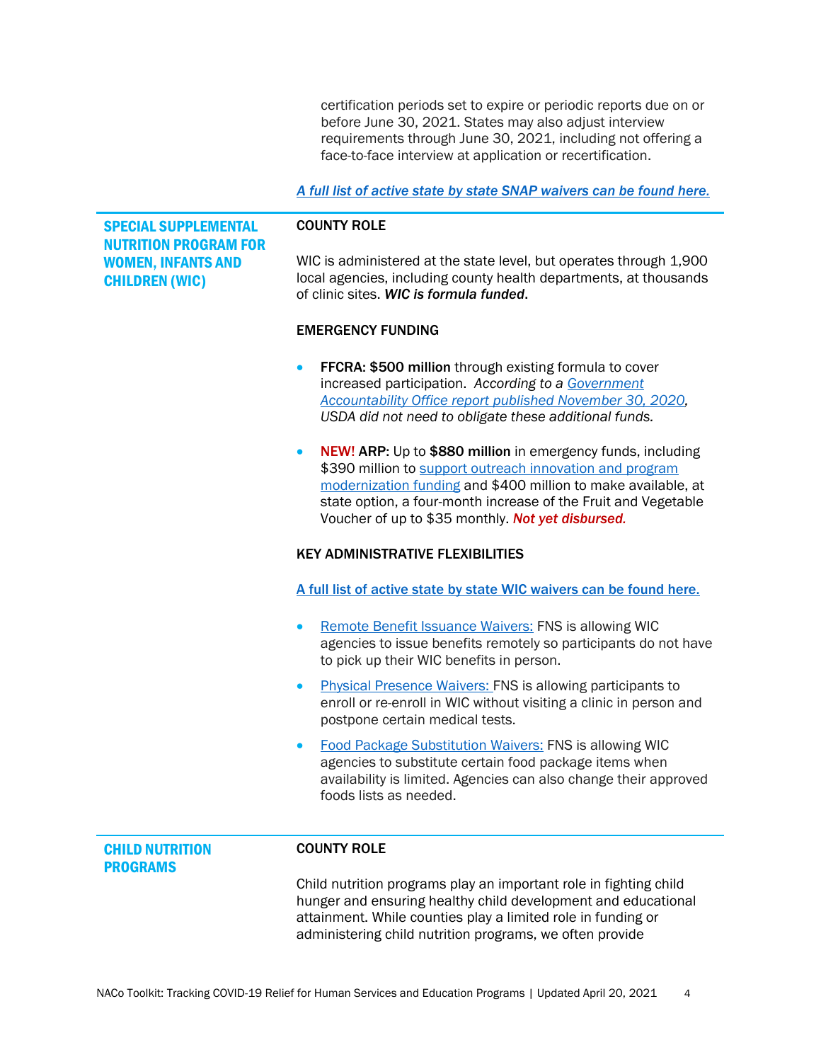certification periods set to expire or periodic reports due on or before June 30, 2021. States may also adjust interview requirements through June 30, 2021, including not offering a face-to-face interview at application or recertification.

***A full list of active state by state SNAP waivers can be found here.***

## SPECIAL SUPPLEMENTAL NUTRITION PROGRAM FOR WOMEN, INFANTS AND CHILDREN (WIC)

### COUNTY ROLE

WIC is administered at the state level, but operates through 1,900 local agencies, including county health departments, at thousands of clinic sites. ***WIC is formula funded***.

### EMERGENCY FUNDING

- **FFCRA: $500 million** through existing formula to cover increased participation. *According to a Government Accountability Office report published November 30, 2020, USDA did not need to obligate these additional funds.*
- **NEW! ARP:** Up to **$880 million** in emergency funds, including $390 million to support outreach innovation and program modernization funding and $400 million to make available, at state option, a four-month increase of the Fruit and Vegetable Voucher of up to $35 monthly. ***Not yet disbursed.***

### KEY ADMINISTRATIVE FLEXIBILITIES

**A full list of active state by state WIC waivers can be found here.**

- Remote Benefit Issuance Waivers: FNS is allowing WIC agencies to issue benefits remotely so participants do not have to pick up their WIC benefits in person.
- Physical Presence Waivers: FNS is allowing participants to enroll or re-enroll in WIC without visiting a clinic in person and postpone certain medical tests.
- Food Package Substitution Waivers: FNS is allowing WIC agencies to substitute certain food package items when availability is limited. Agencies can also change their approved foods lists as needed.

## CHILD NUTRITION PROGRAMS

### COUNTY ROLE

Child nutrition programs play an important role in fighting child hunger and ensuring healthy child development and educational attainment. While counties play a limited role in funding or administering child nutrition programs, we often provide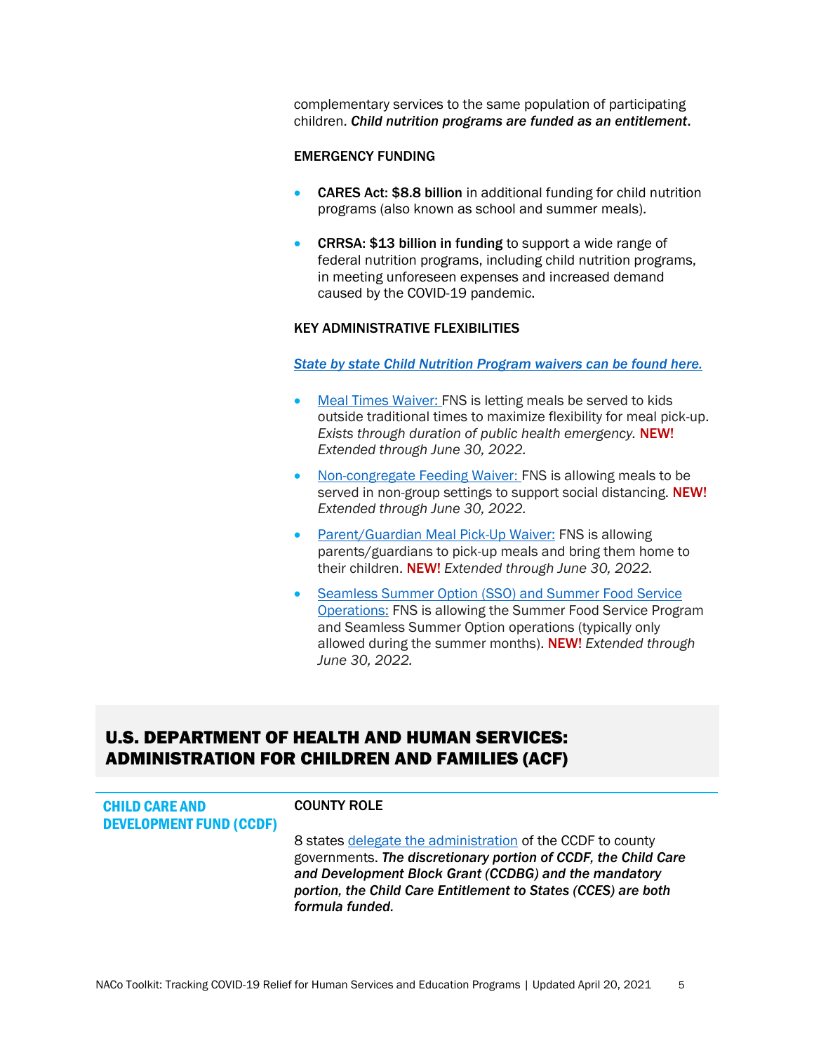complementary services to the same population of participating children. ***Child nutrition programs are funded as an entitlement***.

**EMERGENCY FUNDING**

- **CARES Act: $8.8 billion** in additional funding for child nutrition programs (also known as school and summer meals).
- **CRRSA: $13 billion in funding** to support a wide range of federal nutrition programs, including child nutrition programs, in meeting unforeseen expenses and increased demand caused by the COVID-19 pandemic.

**KEY ADMINISTRATIVE FLEXIBILITIES**

***State by state Child Nutrition Program waivers can be found here.***

- Meal Times Waiver: FNS is letting meals be served to kids outside traditional times to maximize flexibility for meal pick-up. *Exists through duration of public health emergency.* **NEW!** *Extended through June 30, 2022.*
- Non-congregate Feeding Waiver: FNS is allowing meals to be served in non-group settings to support social distancing. **NEW!** *Extended through June 30, 2022.*
- Parent/Guardian Meal Pick-Up Waiver: FNS is allowing parents/guardians to pick-up meals and bring them home to their children. **NEW!** *Extended through June 30, 2022.*
- Seamless Summer Option (SSO) and Summer Food Service Operations: FNS is allowing the Summer Food Service Program and Seamless Summer Option operations (typically only allowed during the summer months). **NEW!** *Extended through June 30, 2022.*

## U.S. DEPARTMENT OF HEALTH AND HUMAN SERVICES: ADMINISTRATION FOR CHILDREN AND FAMILIES (ACF)

### CHILD CARE AND DEVELOPMENT FUND (CCDF)

**COUNTY ROLE**

8 states delegate the administration of the CCDF to county governments. ***The discretionary portion of CCDF, the Child Care and Development Block Grant (CCDBG) and the mandatory portion, the Child Care Entitlement to States (CCES) are both formula funded.***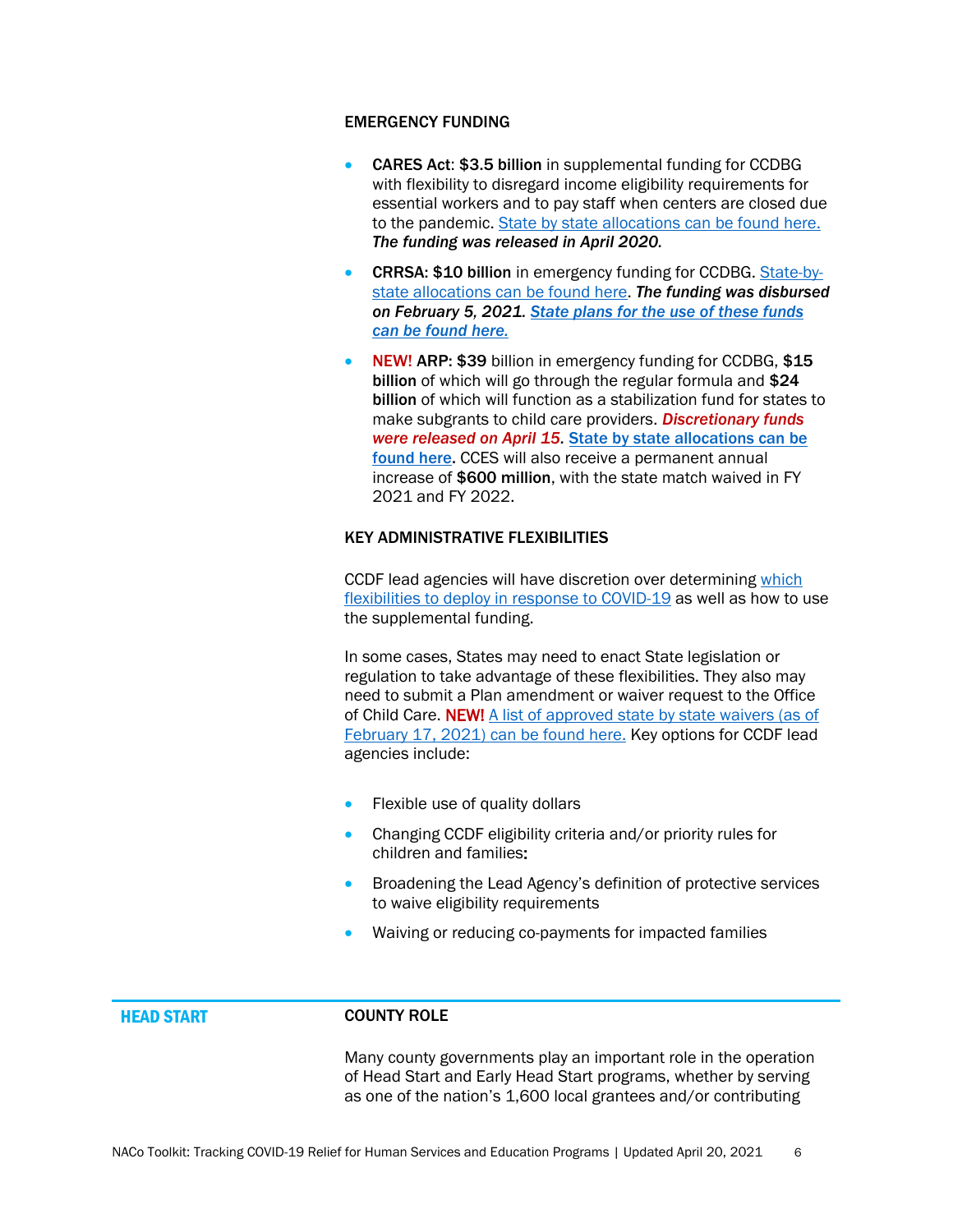### EMERGENCY FUNDING

- **CARES Act**: **$3.5 billion** in supplemental funding for CCDBG with flexibility to disregard income eligibility requirements for essential workers and to pay staff when centers are closed due to the pandemic. State by state allocations can be found here. ***The funding was released in April 2020.***
- **CRRSA: $10 billion** in emergency funding for CCDBG. State-by-state allocations can be found here. ***The funding was disbursed on February 5, 2021. State plans for the use of these funds can be found here.***
- NEW! **ARP: $39** billion in emergency funding for CCDBG, **$15 billion** of which will go through the regular formula and **$24 billion** of which will function as a stabilization fund for states to make subgrants to child care providers. ***Discretionary funds were released on April 15.*** **State by state allocations can be found here.** CCES will also receive a permanent annual increase of **$600 million**, with the state match waived in FY 2021 and FY 2022.

### KEY ADMINISTRATIVE FLEXIBILITIES

CCDF lead agencies will have discretion over determining which flexibilities to deploy in response to COVID-19 as well as how to use the supplemental funding.

In some cases, States may need to enact State legislation or regulation to take advantage of these flexibilities. They also may need to submit a Plan amendment or waiver request to the Office of Child Care. NEW! A list of approved state by state waivers (as of February 17, 2021) can be found here. Key options for CCDF lead agencies include:

- Flexible use of quality dollars
- Changing CCDF eligibility criteria and/or priority rules for children and families:
- Broadening the Lead Agency's definition of protective services to waive eligibility requirements
- Waiving or reducing co-payments for impacted families

## HEAD START

### COUNTY ROLE

Many county governments play an important role in the operation of Head Start and Early Head Start programs, whether by serving as one of the nation's 1,600 local grantees and/or contributing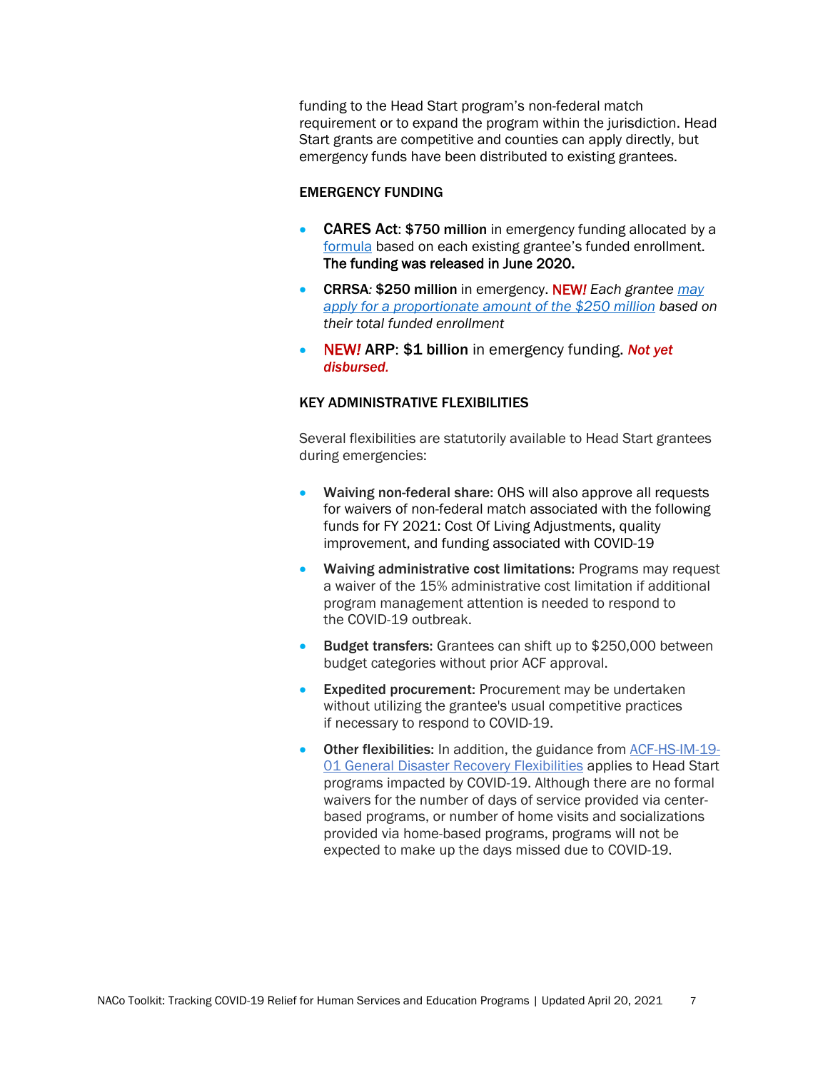funding to the Head Start program's non-federal match requirement or to expand the program within the jurisdiction. Head Start grants are competitive and counties can apply directly, but emergency funds have been distributed to existing grantees.

### EMERGENCY FUNDING

- **CARES Act**: **$750 million** in emergency funding allocated by a formula based on each existing grantee's funded enrollment. **The funding was released in June 2020.**
- **CRRSA***:* **$250 million** in emergency. NEW*!* *Each grantee may apply for a proportionate amount of the $250 million based on their total funded enrollment*
- NEW*!* **ARP**: **$1 billion** in emergency funding. ***Not yet disbursed.***

### KEY ADMINISTRATIVE FLEXIBILITIES

Several flexibilities are statutorily available to Head Start grantees during emergencies:

- **Waiving non-federal share:** OHS will also approve all requests for waivers of non-federal match associated with the following funds for FY 2021: Cost Of Living Adjustments, quality improvement, and funding associated with COVID-19
- **Waiving administrative cost limitations:** Programs may request a waiver of the 15% administrative cost limitation if additional program management attention is needed to respond to the COVID-19 outbreak.
- **Budget transfers:** Grantees can shift up to $250,000 between budget categories without prior ACF approval.
- **Expedited procurement:** Procurement may be undertaken without utilizing the grantee's usual competitive practices if necessary to respond to COVID-19.
- **Other flexibilities:** In addition, the guidance from ACF-HS-IM-19-01 General Disaster Recovery Flexibilities applies to Head Start programs impacted by COVID-19. Although there are no formal waivers for the number of days of service provided via center-based programs, or number of home visits and socializations provided via home-based programs, programs will not be expected to make up the days missed due to COVID-19.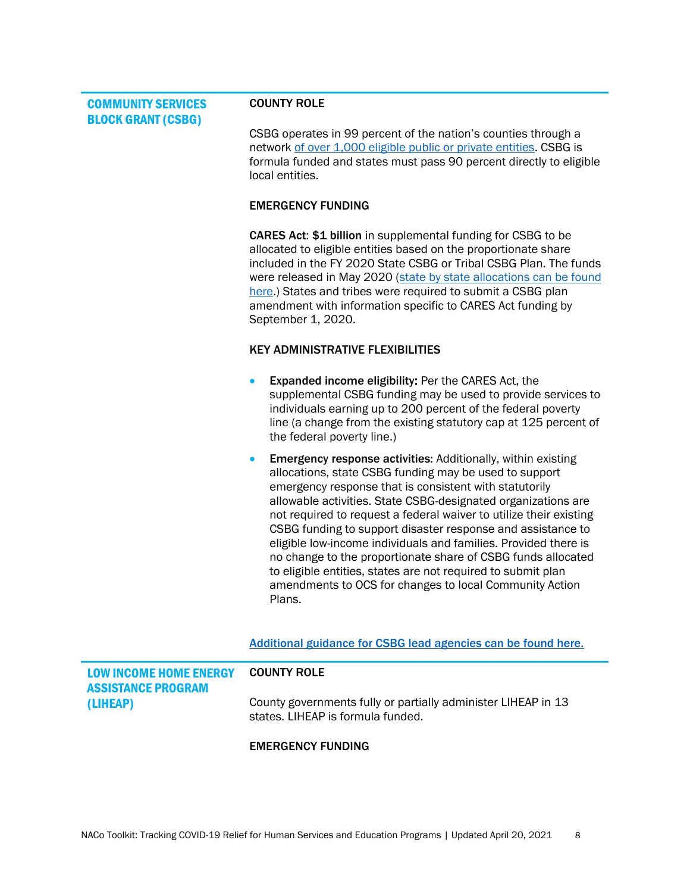## COMMUNITY SERVICES BLOCK GRANT (CSBG)

### COUNTY ROLE

CSBG operates in 99 percent of the nation's counties through a network of over 1,000 eligible public or private entities. CSBG is formula funded and states must pass 90 percent directly to eligible local entities.

### EMERGENCY FUNDING

**CARES Act**: **$1 billion** in supplemental funding for CSBG to be allocated to eligible entities based on the proportionate share included in the FY 2020 State CSBG or Tribal CSBG Plan. The funds were released in May 2020 (state by state allocations can be found here.) States and tribes were required to submit a CSBG plan amendment with information specific to CARES Act funding by September 1, 2020.

### KEY ADMINISTRATIVE FLEXIBILITIES

- **Expanded income eligibility:** Per the CARES Act, the supplemental CSBG funding may be used to provide services to individuals earning up to 200 percent of the federal poverty line (a change from the existing statutory cap at 125 percent of the federal poverty line.)
- **Emergency response activities:** Additionally, within existing allocations, state CSBG funding may be used to support emergency response that is consistent with statutorily allowable activities. State CSBG-designated organizations are not required to request a federal waiver to utilize their existing CSBG funding to support disaster response and assistance to eligible low-income individuals and families. Provided there is no change to the proportionate share of CSBG funds allocated to eligible entities, states are not required to submit plan amendments to OCS for changes to local Community Action Plans.

**Additional guidance for CSBG lead agencies can be found here.**

## LOW INCOME HOME ENERGY ASSISTANCE PROGRAM (LIHEAP)

### COUNTY ROLE

County governments fully or partially administer LIHEAP in 13 states. LIHEAP is formula funded.

### EMERGENCY FUNDING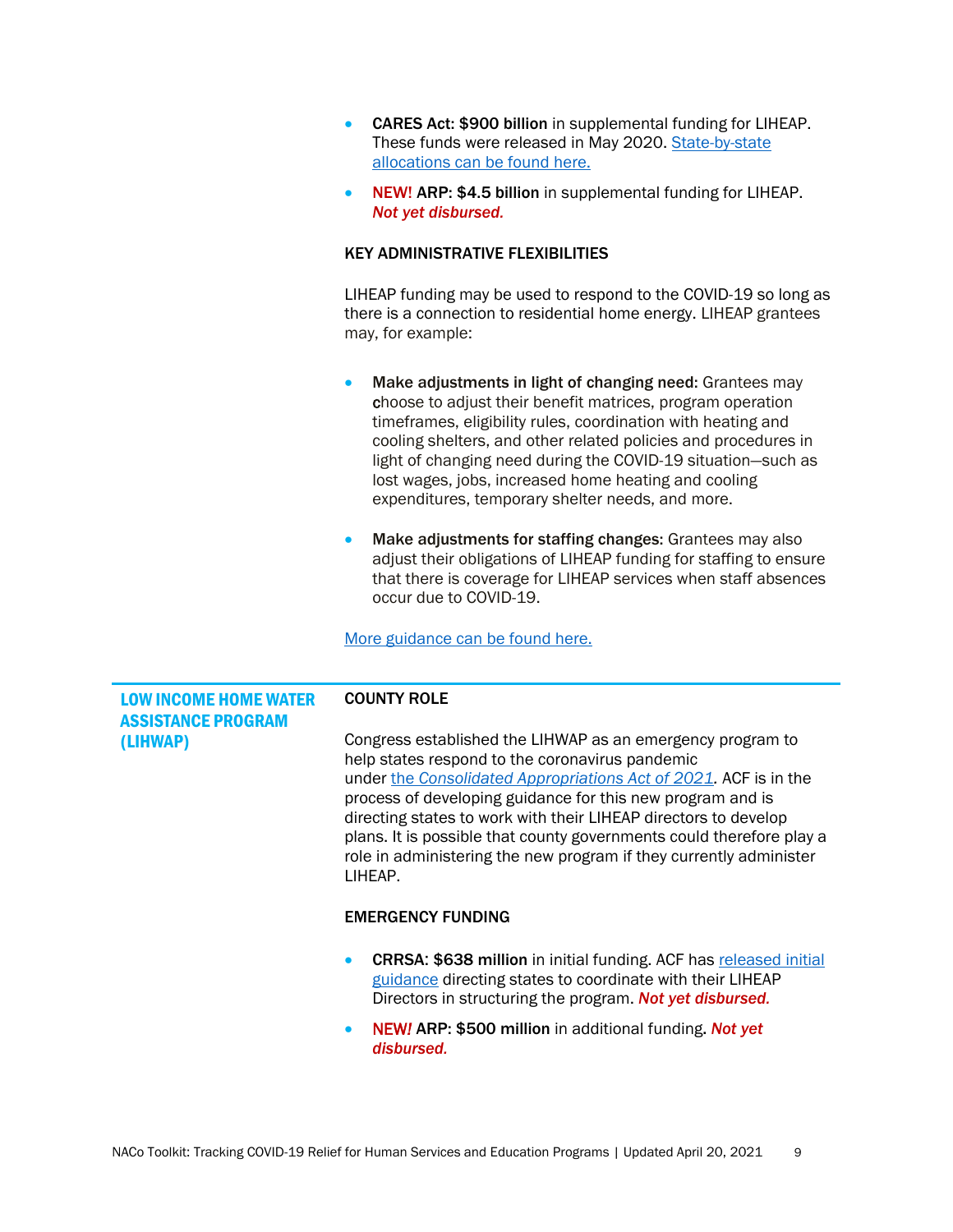- **CARES Act: $900 billion** in supplemental funding for LIHEAP. These funds were released in May 2020. State-by-state allocations can be found here.
- NEW! **ARP: $4.5 billion** in supplemental funding for LIHEAP. ***Not yet disbursed.***

**KEY ADMINISTRATIVE FLEXIBILITIES**

LIHEAP funding may be used to respond to the COVID-19 so long as there is a connection to residential home energy. LIHEAP grantees may, for example:

- **Make adjustments in light of changing need:** Grantees may choose to adjust their benefit matrices, program operation timeframes, eligibility rules, coordination with heating and cooling shelters, and other related policies and procedures in light of changing need during the COVID-19 situation—such as lost wages, jobs, increased home heating and cooling expenditures, temporary shelter needs, and more.
- **Make adjustments for staffing changes:** Grantees may also adjust their obligations of LIHEAP funding for staffing to ensure that there is coverage for LIHEAP services when staff absences occur due to COVID-19.

More guidance can be found here.

## LOW INCOME HOME WATER ASSISTANCE PROGRAM (LIHWAP)

**COUNTY ROLE**

Congress established the LIHWAP as an emergency program to help states respond to the coronavirus pandemic under *the Consolidated Appropriations Act of 2021*. ACF is in the process of developing guidance for this new program and is directing states to work with their LIHEAP directors to develop plans. It is possible that county governments could therefore play a role in administering the new program if they currently administer LIHEAP.

**EMERGENCY FUNDING**

- **CRRSA: $638 million** in initial funding. ACF has released initial guidance directing states to coordinate with their LIHEAP Directors in structuring the program. ***Not yet disbursed.***
- NEW*!* **ARP: $500 million** in additional funding. ***Not yet disbursed.***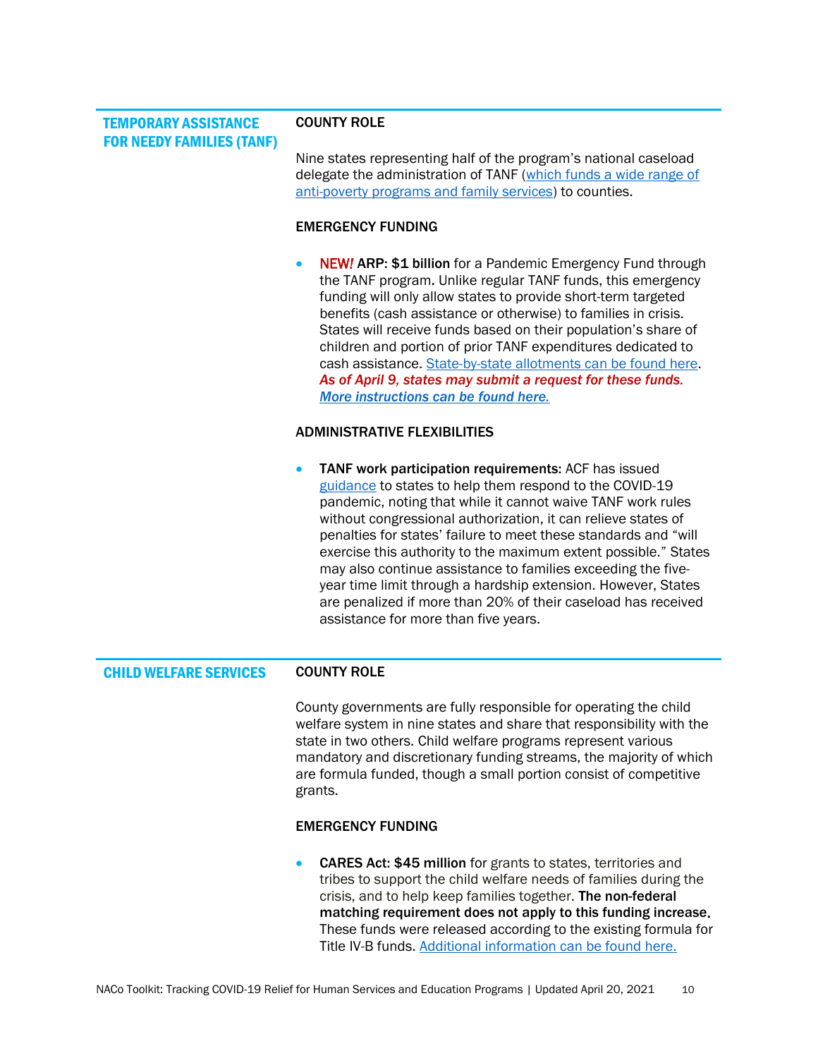## TEMPORARY ASSISTANCE FOR NEEDY FAMILIES (TANF)

### COUNTY ROLE

Nine states representing half of the program's national caseload delegate the administration of TANF (which funds a wide range of anti-poverty programs and family services) to counties.

### EMERGENCY FUNDING

- NEW*!* **ARP: $1 billion** for a Pandemic Emergency Fund through the TANF program. Unlike regular TANF funds, this emergency funding will only allow states to provide short-term targeted benefits (cash assistance or otherwise) to families in crisis. States will receive funds based on their population's share of children and portion of prior TANF expenditures dedicated to cash assistance. State-by-state allotments can be found here. ***As of April 9, states may submit a request for these funds. More instructions can be found here.***

### ADMINISTRATIVE FLEXIBILITIES

- **TANF work participation requirements:** ACF has issued guidance to states to help them respond to the COVID-19 pandemic, noting that while it cannot waive TANF work rules without congressional authorization, it can relieve states of penalties for states' failure to meet these standards and "will exercise this authority to the maximum extent possible." States may also continue assistance to families exceeding the five-year time limit through a hardship extension. However, States are penalized if more than 20% of their caseload has received assistance for more than five years.

## CHILD WELFARE SERVICES

### COUNTY ROLE

County governments are fully responsible for operating the child welfare system in nine states and share that responsibility with the state in two others. Child welfare programs represent various mandatory and discretionary funding streams, the majority of which are formula funded, though a small portion consist of competitive grants.

### EMERGENCY FUNDING

- **CARES Act: $45 million** for grants to states, territories and tribes to support the child welfare needs of families during the crisis, and to help keep families together. **The non-federal matching requirement does not apply to this funding increase.** These funds were released according to the existing formula for Title IV-B funds. Additional information can be found here.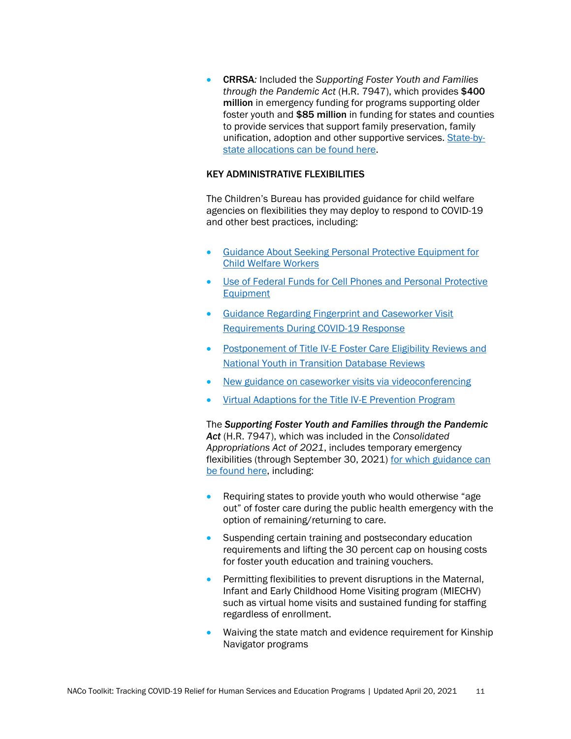- **CRRSA***:* Included the *Supporting Foster Youth and Families through the Pandemic Act* (H.R. 7947), which provides **$400 million** in emergency funding for programs supporting older foster youth and **$85 million** in funding for states and counties to provide services that support family preservation, family unification, adoption and other supportive services. [State-by-state allocations can be found here](#).

**KEY ADMINISTRATIVE FLEXIBILITIES**

The Children's Bureau has provided guidance for child welfare agencies on flexibilities they may deploy to respond to COVID-19 and other best practices, including:

- [Guidance About Seeking Personal Protective Equipment for Child Welfare Workers](#)
- [Use of Federal Funds for Cell Phones and Personal Protective Equipment](#)
- [Guidance Regarding Fingerprint and Caseworker Visit Requirements During COVID-19 Response](#)
- [Postponement of Title IV-E Foster Care Eligibility Reviews and National Youth in Transition Database Reviews](#)
- [New guidance on caseworker visits via videoconferencing](#)
- [Virtual Adaptions for the Title IV-E Prevention Program](#)

The ***Supporting Foster Youth and Families through the Pandemic Act*** (H.R. 7947), which was included in the *Consolidated Appropriations Act of 2021*, includes temporary emergency flexibilities (through September 30, 2021) [for which guidance can be found here](#), including:

- Requiring states to provide youth who would otherwise "age out" of foster care during the public health emergency with the option of remaining/returning to care.
- Suspending certain training and postsecondary education requirements and lifting the 30 percent cap on housing costs for foster youth education and training vouchers.
- Permitting flexibilities to prevent disruptions in the Maternal, Infant and Early Childhood Home Visiting program (MIECHV) such as virtual home visits and sustained funding for staffing regardless of enrollment.
- Waiving the state match and evidence requirement for Kinship Navigator programs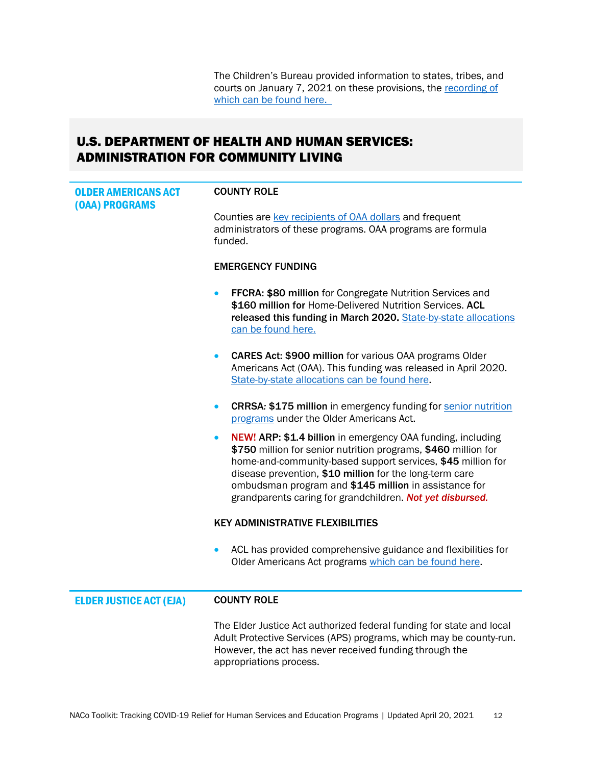The Children's Bureau provided information to states, tribes, and courts on January 7, 2021 on these provisions, the recording of which can be found here.

## U.S. DEPARTMENT OF HEALTH AND HUMAN SERVICES: ADMINISTRATION FOR COMMUNITY LIVING

### OLDER AMERICANS ACT (OAA) PROGRAMS

**COUNTY ROLE**

Counties are key recipients of OAA dollars and frequent administrators of these programs. OAA programs are formula funded.

**EMERGENCY FUNDING**

- **FFCRA: $80 million** for Congregate Nutrition Services and **$160 million for** Home-Delivered Nutrition Services. **ACL released this funding in March 2020.** State-by-state allocations can be found here.
- **CARES Act: $900 million** for various OAA programs Older Americans Act (OAA). This funding was released in April 2020. State-by-state allocations can be found here.
- **CRRSA: $175 million** in emergency funding for senior nutrition programs under the Older Americans Act.
- **NEW! ARP: $1.4 billion** in emergency OAA funding, including **$750** million for senior nutrition programs, **$460** million for home-and-community-based support services, **$45** million for disease prevention, **$10 million** for the long-term care ombudsman program and **$145 million** in assistance for grandparents caring for grandchildren. ***Not yet disbursed.***

**KEY ADMINISTRATIVE FLEXIBILITIES**

- ACL has provided comprehensive guidance and flexibilities for Older Americans Act programs which can be found here.

### ELDER JUSTICE ACT (EJA)

**COUNTY ROLE**

The Elder Justice Act authorized federal funding for state and local Adult Protective Services (APS) programs, which may be county-run. However, the act has never received funding through the appropriations process.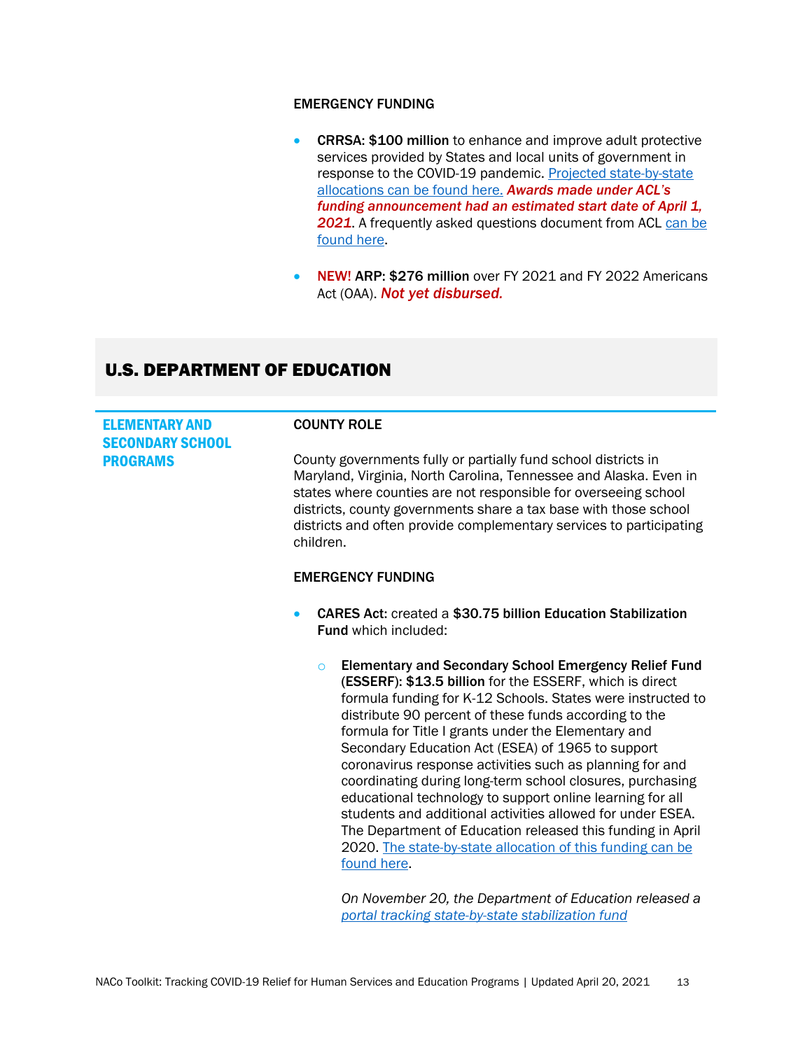**EMERGENCY FUNDING**

- **CRRSA: $100 million** to enhance and improve adult protective services provided by States and local units of government in response to the COVID-19 pandemic. Projected state-by-state allocations can be found here. ***Awards made under ACL's funding announcement had an estimated start date of April 1, 2021***. A frequently asked questions document from ACL can be found here.

- **NEW! ARP: $276 million** over FY 2021 and FY 2022 Americans Act (OAA). ***Not yet disbursed.***

## U.S. DEPARTMENT OF EDUCATION

### ELEMENTARY AND SECONDARY SCHOOL PROGRAMS

**COUNTY ROLE**

County governments fully or partially fund school districts in Maryland, Virginia, North Carolina, Tennessee and Alaska. Even in states where counties are not responsible for overseeing school districts, county governments share a tax base with those school districts and often provide complementary services to participating children.

**EMERGENCY FUNDING**

- **CARES Act:** created a **$30.75 billion Education Stabilization Fund** which included:

  - **Elementary and Secondary School Emergency Relief Fund (ESSERF): $13.5 billion** for the ESSERF, which is direct formula funding for K-12 Schools. States were instructed to distribute 90 percent of these funds according to the formula for Title I grants under the Elementary and Secondary Education Act (ESEA) of 1965 to support coronavirus response activities such as planning for and coordinating during long-term school closures, purchasing educational technology to support online learning for all students and additional activities allowed for under ESEA. The Department of Education released this funding in April 2020. The state-by-state allocation of this funding can be found here.

    *On November 20, the Department of Education released a portal tracking state-by-state stabilization fund*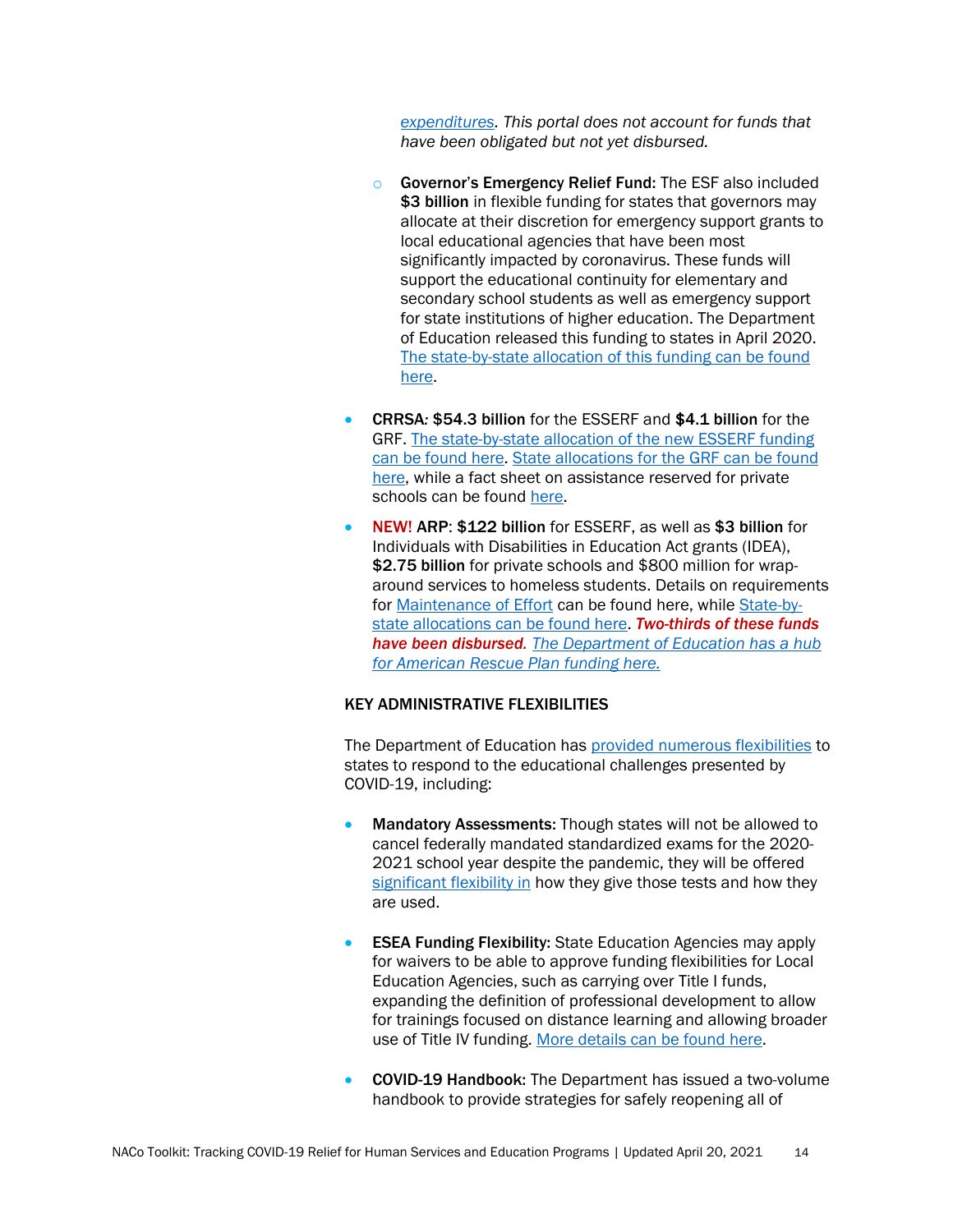*expenditures. This portal does not account for funds that have been obligated but not yet disbursed.*

- **Governor's Emergency Relief Fund:** The ESF also included **$3 billion** in flexible funding for states that governors may allocate at their discretion for emergency support grants to local educational agencies that have been most significantly impacted by coronavirus. These funds will support the educational continuity for elementary and secondary school students as well as emergency support for state institutions of higher education. The Department of Education released this funding to states in April 2020. The state-by-state allocation of this funding can be found here.

- **CRRSA: $54.3 billion** for the ESSERF and **$4.1 billion** for the GRF. The state-by-state allocation of the new ESSERF funding can be found here. State allocations for the GRF can be found here, while a fact sheet on assistance reserved for private schools can be found here.
- NEW! **ARP**: **$122 billion** for ESSERF, as well as **$3 billion** for Individuals with Disabilities in Education Act grants (IDEA), **$2.75 billion** for private schools and $800 million for wrap-around services to homeless students. Details on requirements for Maintenance of Effort can be found here, while State-by-state allocations can be found here. ***Two-thirds of these funds have been disbursed.*** *The Department of Education has a hub for American Rescue Plan funding here.*

KEY ADMINISTRATIVE FLEXIBILITIES

The Department of Education has provided numerous flexibilities to states to respond to the educational challenges presented by COVID-19, including:

- **Mandatory Assessments:** Though states will not be allowed to cancel federally mandated standardized exams for the 2020-2021 school year despite the pandemic, they will be offered significant flexibility in how they give those tests and how they are used.
- **ESEA Funding Flexibility:** State Education Agencies may apply for waivers to be able to approve funding flexibilities for Local Education Agencies, such as carrying over Title I funds, expanding the definition of professional development to allow for trainings focused on distance learning and allowing broader use of Title IV funding. More details can be found here.
- **COVID-19 Handbook:** The Department has issued a two-volume handbook to provide strategies for safely reopening all of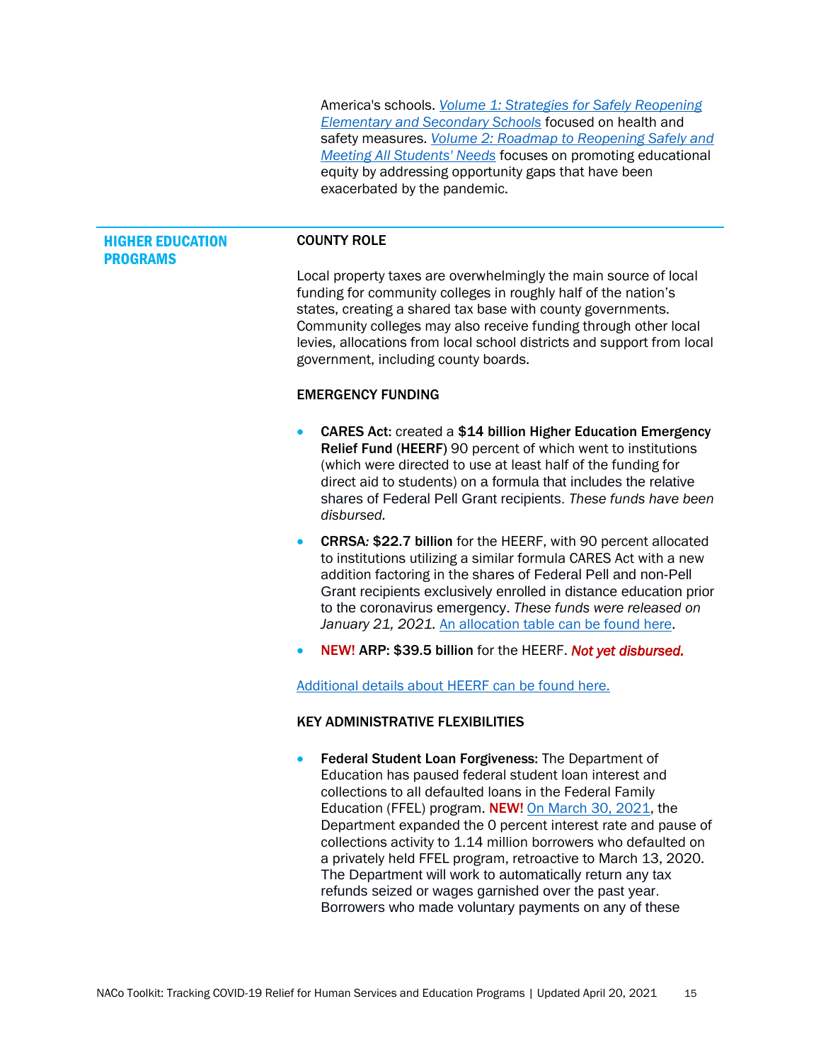America's schools. *Volume 1: Strategies for Safely Reopening Elementary and Secondary Schools* focused on health and safety measures. *Volume 2: Roadmap to Reopening Safely and Meeting All Students' Needs* focuses on promoting educational equity by addressing opportunity gaps that have been exacerbated by the pandemic.

## HIGHER EDUCATION PROGRAMS

### COUNTY ROLE

Local property taxes are overwhelmingly the main source of local funding for community colleges in roughly half of the nation's states, creating a shared tax base with county governments. Community colleges may also receive funding through other local levies, allocations from local school districts and support from local government, including county boards.

### EMERGENCY FUNDING

- **CARES Act:** created a **$14 billion Higher Education Emergency Relief Fund** (**HEERF**) 90 percent of which went to institutions (which were directed to use at least half of the funding for direct aid to students) on a formula that includes the relative shares of Federal Pell Grant recipients. *These funds have been disbursed.*
- **CRRSA: $22.7 billion** for the HEERF, with 90 percent allocated to institutions utilizing a similar formula CARES Act with a new addition factoring in the shares of Federal Pell and non-Pell Grant recipients exclusively enrolled in distance education prior to the coronavirus emergency. *These funds were released on January 21, 2021.* An allocation table can be found here.
- **NEW! ARP: $39.5 billion** for the HEERF. ***Not yet disbursed.***

Additional details about HEERF can be found here.

### KEY ADMINISTRATIVE FLEXIBILITIES

- **Federal Student Loan Forgiveness:** The Department of Education has paused federal student loan interest and collections to all defaulted loans in the Federal Family Education (FFEL) program. **NEW!** On March 30, 2021, the Department expanded the 0 percent interest rate and pause of collections activity to 1.14 million borrowers who defaulted on a privately held FFEL program, retroactive to March 13, 2020. The Department will work to automatically return any tax refunds seized or wages garnished over the past year. Borrowers who made voluntary payments on any of these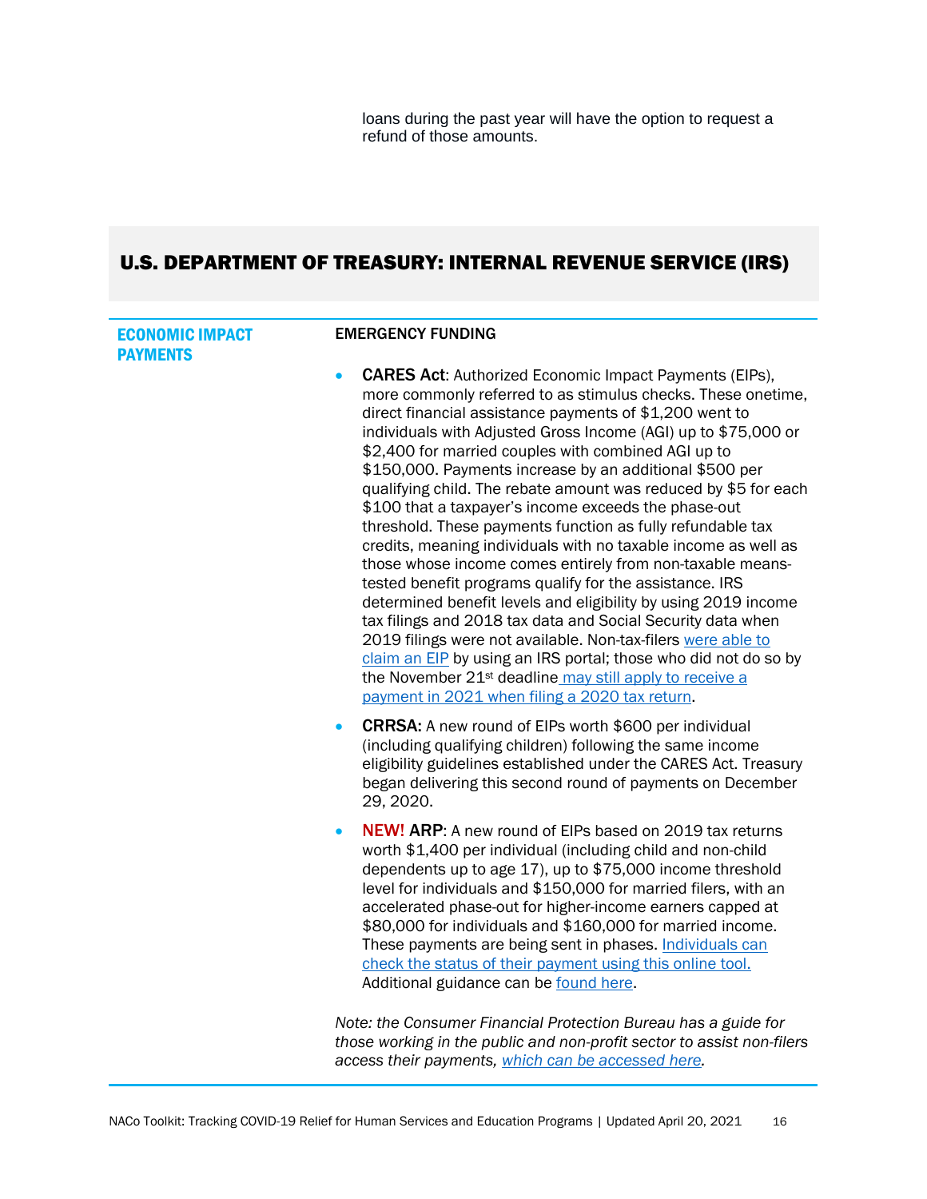loans during the past year will have the option to request a refund of those amounts.

## U.S. DEPARTMENT OF TREASURY: INTERNAL REVENUE SERVICE (IRS)

### ECONOMIC IMPACT PAYMENTS

**EMERGENCY FUNDING**

- **CARES Act**: Authorized Economic Impact Payments (EIPs), more commonly referred to as stimulus checks. These onetime, direct financial assistance payments of $1,200 went to individuals with Adjusted Gross Income (AGI) up to $75,000 or $2,400 for married couples with combined AGI up to $150,000. Payments increase by an additional $500 per qualifying child. The rebate amount was reduced by $5 for each $100 that a taxpayer's income exceeds the phase-out threshold. These payments function as fully refundable tax credits, meaning individuals with no taxable income as well as those whose income comes entirely from non-taxable means-tested benefit programs qualify for the assistance. IRS determined benefit levels and eligibility by using 2019 income tax filings and 2018 tax data and Social Security data when 2019 filings were not available. Non-tax-filers were able to claim an EIP by using an IRS portal; those who did not do so by the November 21st deadline may still apply to receive a payment in 2021 when filing a 2020 tax return.
- **CRRSA:** A new round of EIPs worth $600 per individual (including qualifying children) following the same income eligibility guidelines established under the CARES Act. Treasury began delivering this second round of payments on December 29, 2020.
- **NEW! ARP**: A new round of EIPs based on 2019 tax returns worth $1,400 per individual (including child and non-child dependents up to age 17), up to $75,000 income threshold level for individuals and $150,000 for married filers, with an accelerated phase-out for higher-income earners capped at $80,000 for individuals and $160,000 for married income. These payments are being sent in phases. Individuals can check the status of their payment using this online tool. Additional guidance can be found here.

*Note: the Consumer Financial Protection Bureau has a guide for those working in the public and non-profit sector to assist non-filers access their payments, which can be accessed here.*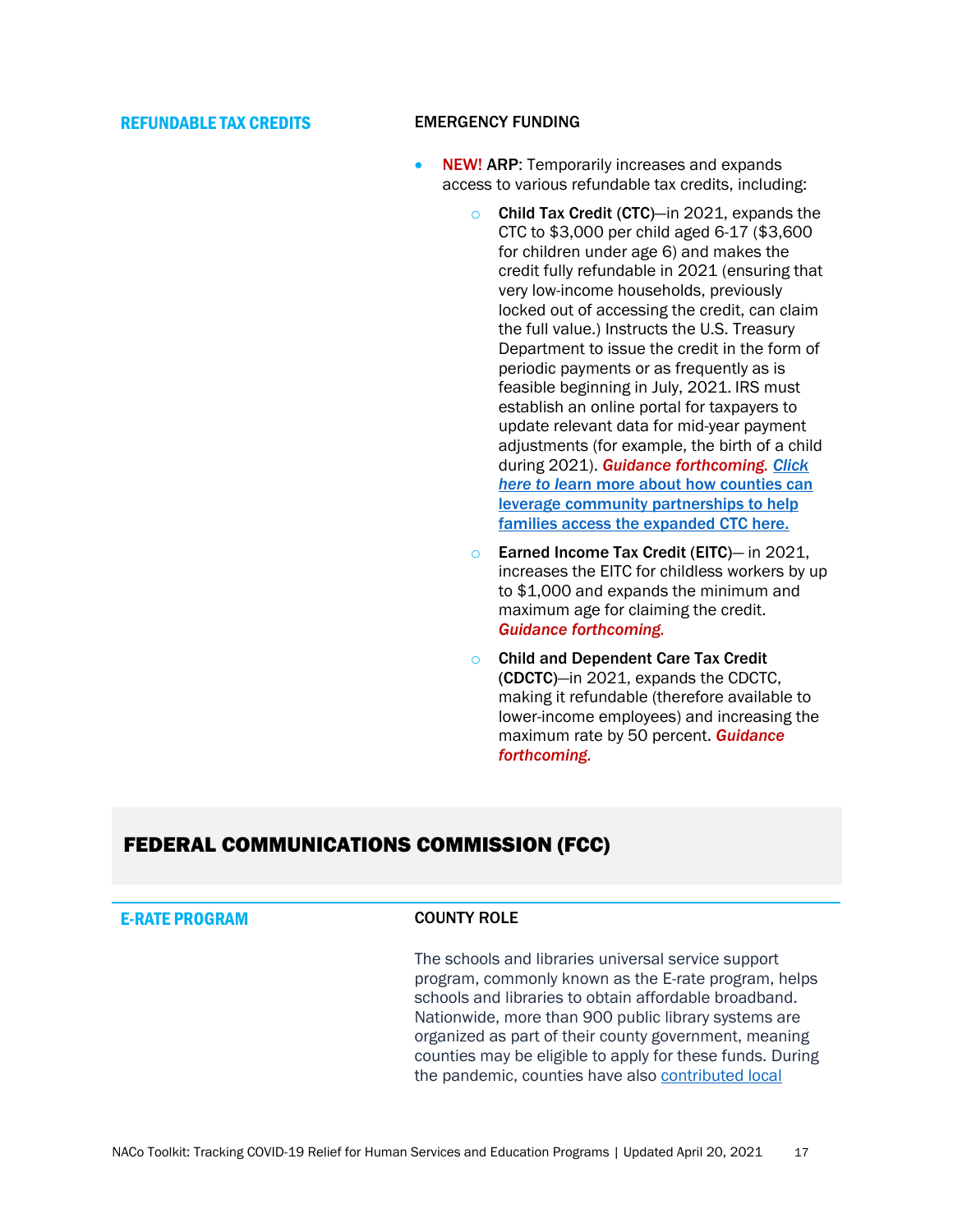### REFUNDABLE TAX CREDITS

**EMERGENCY FUNDING**

- NEW! **ARP**: Temporarily increases and expands access to various refundable tax credits, including:
  - **Child Tax Credit** (**CTC**)—in 2021, expands the CTC to $3,000 per child aged 6-17 ($3,600 for children under age 6) and makes the credit fully refundable in 2021 (ensuring that very low-income households, previously locked out of accessing the credit, can claim the full value.) Instructs the U.S. Treasury Department to issue the credit in the form of periodic payments or as frequently as is feasible beginning in July, 2021. IRS must establish an online portal for taxpayers to update relevant data for mid-year payment adjustments (for example, the birth of a child during 2021). ***Guidance forthcoming.*** ***Click here to learn more about how counties can leverage community partnerships to help families access the expanded CTC here.***
  - **Earned Income Tax Credit** (**EITC**)— in 2021, increases the EITC for childless workers by up to $1,000 and expands the minimum and maximum age for claiming the credit. ***Guidance forthcoming.***
  - **Child and Dependent Care Tax Credit** (**CDCTC**)—in 2021, expands the CDCTC, making it refundable (therefore available to lower-income employees) and increasing the maximum rate by 50 percent. ***Guidance forthcoming.***

## FEDERAL COMMUNICATIONS COMMISSION (FCC)

### E-RATE PROGRAM

**COUNTY ROLE**

The schools and libraries universal service support program, commonly known as the E-rate program, helps schools and libraries to obtain affordable broadband. Nationwide, more than 900 public library systems are organized as part of their county government, meaning counties may be eligible to apply for these funds. During the pandemic, counties have also contributed local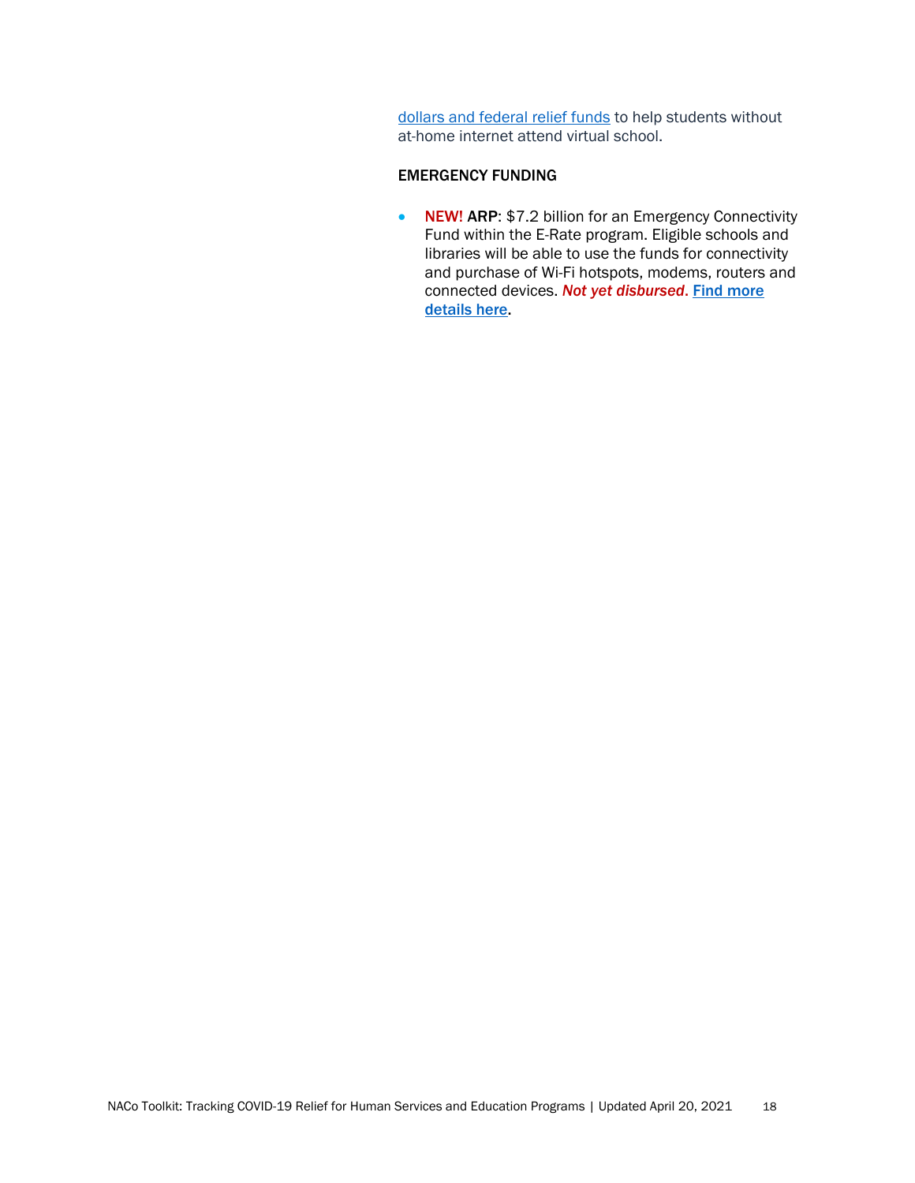dollars and federal relief funds to help students without at-home internet attend virtual school.

### EMERGENCY FUNDING

- **NEW! ARP**: $7.2 billion for an Emergency Connectivity Fund within the E-Rate program. Eligible schools and libraries will be able to use the funds for connectivity and purchase of Wi-Fi hotspots, modems, routers and connected devices. ***Not yet disbursed***. **Find more details here**.